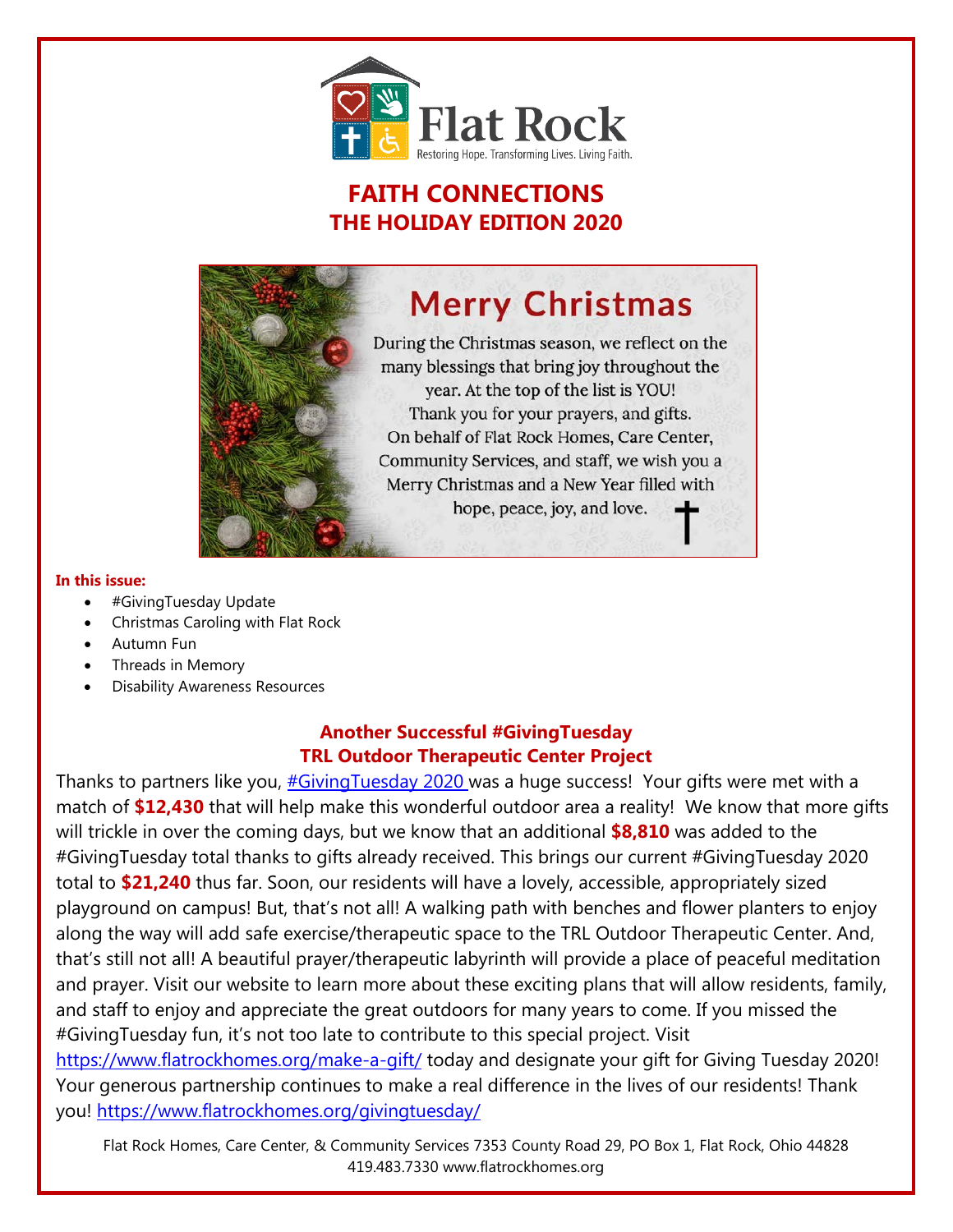Flat Rock

Restoring Hope. Transforming Lives. Living Faith.

# FAITH CONNECTIONS
## THE HOLIDAY EDITION 2020

## Merry Christmas

During the Christmas season, we reflect on the many blessings that bring joy throughout the year. At the top of the list is YOU! Thank you for your prayers, and gifts. On behalf of Flat Rock Homes, Care Center, Community Services, and staff, we wish you a Merry Christmas and a New Year filled with hope, peace, joy, and love.

**In this issue:**

- #GivingTuesday Update
- Christmas Caroling with Flat Rock
- Autumn Fun
- Threads in Memory
- Disability Awareness Resources

### Another Successful #GivingTuesday
### TRL Outdoor Therapeutic Center Project

Thanks to partners like you, #GivingTuesday 2020 was a huge success! Your gifts were met with a match of **$12,430** that will help make this wonderful outdoor area a reality! We know that more gifts will trickle in over the coming days, but we know that an additional **$8,810** was added to the #GivingTuesday total thanks to gifts already received. This brings our current #GivingTuesday 2020 total to **$21,240** thus far. Soon, our residents will have a lovely, accessible, appropriately sized playground on campus! But, that's not all! A walking path with benches and flower planters to enjoy along the way will add safe exercise/therapeutic space to the TRL Outdoor Therapeutic Center. And, that's still not all! A beautiful prayer/therapeutic labyrinth will provide a place of peaceful meditation and prayer. Visit our website to learn more about these exciting plans that will allow residents, family, and staff to enjoy and appreciate the great outdoors for many years to come. If you missed the #GivingTuesday fun, it's not too late to contribute to this special project. Visit https://www.flatrockhomes.org/make-a-gift/ today and designate your gift for Giving Tuesday 2020! Your generous partnership continues to make a real difference in the lives of our residents! Thank you! https://www.flatrockhomes.org/givingtuesday/

Flat Rock Homes, Care Center, & Community Services 7353 County Road 29, PO Box 1, Flat Rock, Ohio 44828
419.483.7330 www.flatrockhomes.org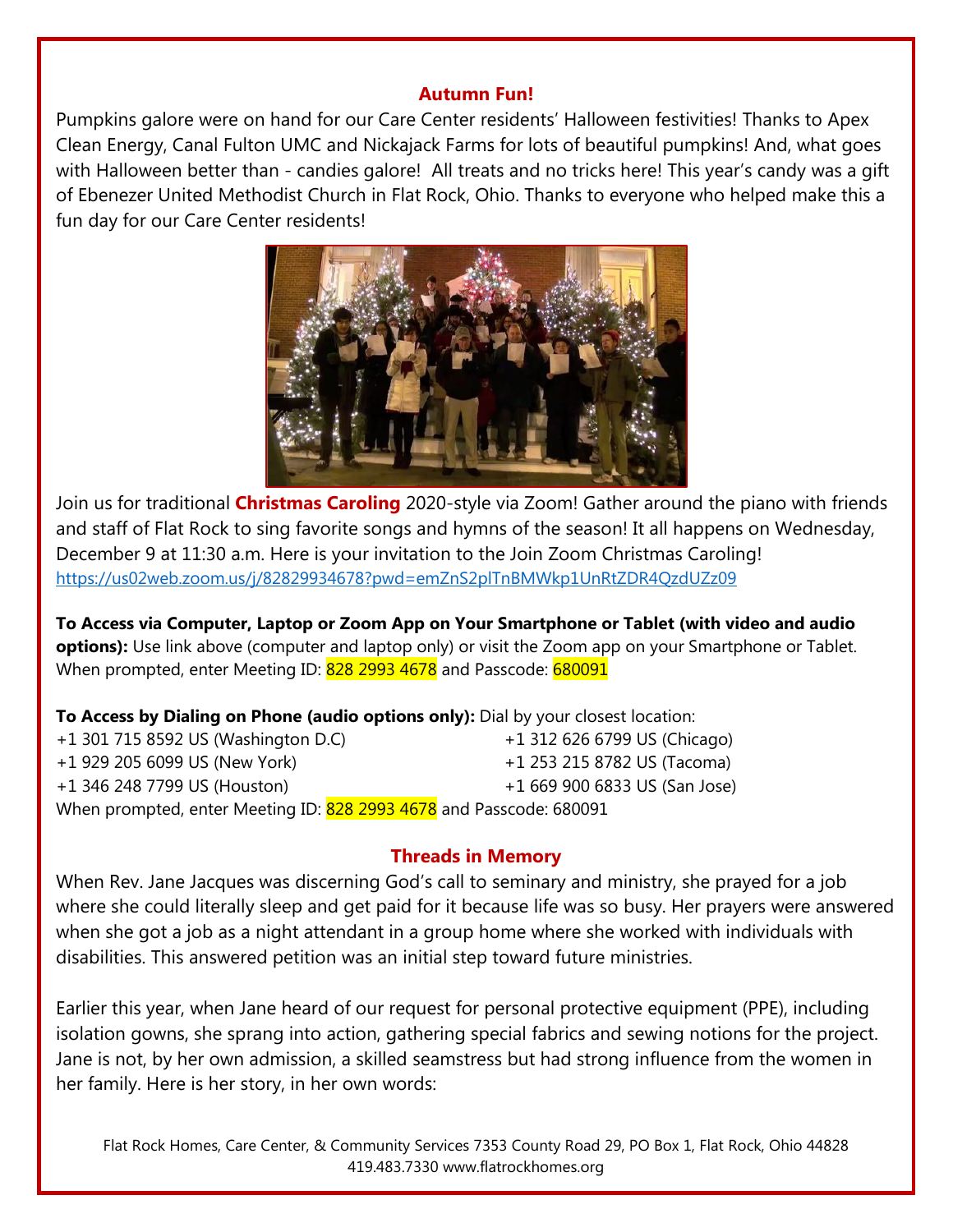## Autumn Fun!

Pumpkins galore were on hand for our Care Center residents' Halloween festivities! Thanks to Apex Clean Energy, Canal Fulton UMC and Nickajack Farms for lots of beautiful pumpkins! And, what goes with Halloween better than - candies galore! All treats and no tricks here! This year's candy was a gift of Ebenezer United Methodist Church in Flat Rock, Ohio. Thanks to everyone who helped make this a fun day for our Care Center residents!

Join us for traditional **Christmas Caroling** 2020-style via Zoom! Gather around the piano with friends and staff of Flat Rock to sing favorite songs and hymns of the season! It all happens on Wednesday, December 9 at 11:30 a.m. Here is your invitation to the Join Zoom Christmas Caroling!
https://us02web.zoom.us/j/82829934678?pwd=emZnS2plTnBMWkp1UnRtZDR4QzdUZz09

**To Access via Computer, Laptop or Zoom App on Your Smartphone or Tablet (with video and audio options):** Use link above (computer and laptop only) or visit the Zoom app on your Smartphone or Tablet. When prompted, enter Meeting ID: 828 2993 4678 and Passcode: 680091

**To Access by Dialing on Phone (audio options only):** Dial by your closest location:

+1 301 715 8592 US (Washington D.C)
+1 312 626 6799 US (Chicago)
+1 929 205 6099 US (New York)
+1 253 215 8782 US (Tacoma)
+1 346 248 7799 US (Houston)
+1 669 900 6833 US (San Jose)

When prompted, enter Meeting ID: 828 2993 4678 and Passcode: 680091

## Threads in Memory

When Rev. Jane Jacques was discerning God's call to seminary and ministry, she prayed for a job where she could literally sleep and get paid for it because life was so busy. Her prayers were answered when she got a job as a night attendant in a group home where she worked with individuals with disabilities. This answered petition was an initial step toward future ministries.

Earlier this year, when Jane heard of our request for personal protective equipment (PPE), including isolation gowns, she sprang into action, gathering special fabrics and sewing notions for the project. Jane is not, by her own admission, a skilled seamstress but had strong influence from the women in her family. Here is her story, in her own words:

Flat Rock Homes, Care Center, & Community Services 7353 County Road 29, PO Box 1, Flat Rock, Ohio 44828
419.483.7330 www.flatrockhomes.org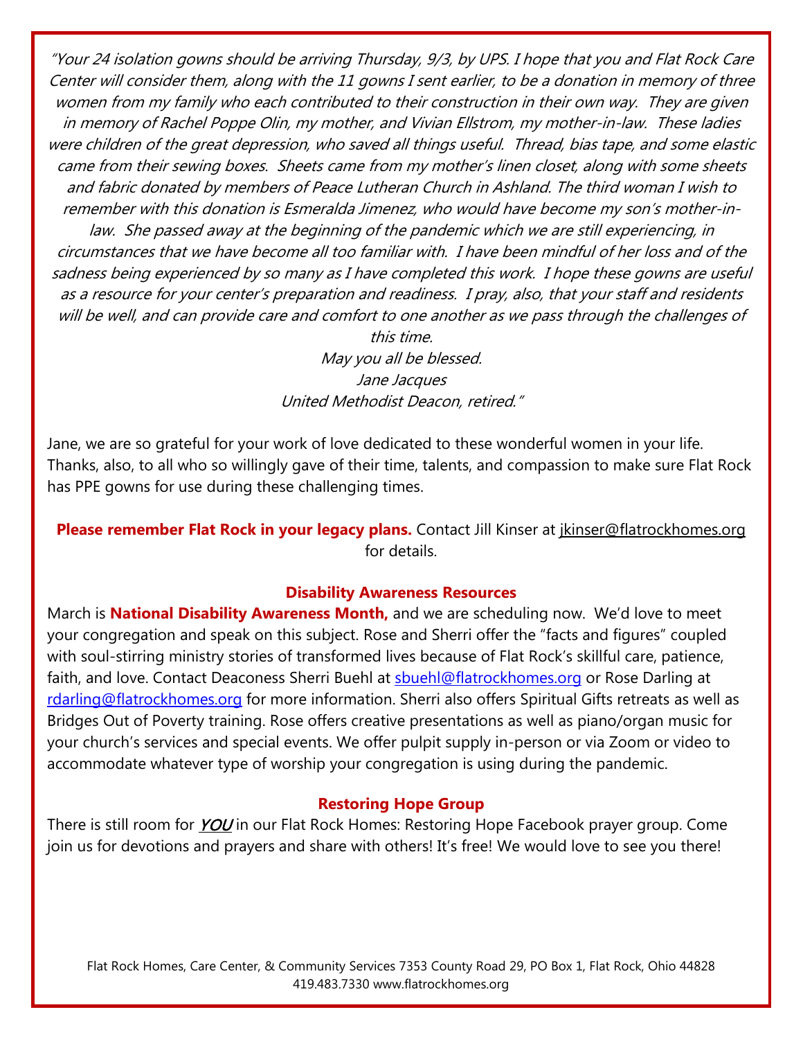*"Your 24 isolation gowns should be arriving Thursday, 9/3, by UPS. I hope that you and Flat Rock Care Center will consider them, along with the 11 gowns I sent earlier, to be a donation in memory of three women from my family who each contributed to their construction in their own way. They are given in memory of Rachel Poppe Olin, my mother, and Vivian Ellstrom, my mother-in-law. These ladies were children of the great depression, who saved all things useful. Thread, bias tape, and some elastic came from their sewing boxes. Sheets came from my mother's linen closet, along with some sheets and fabric donated by members of Peace Lutheran Church in Ashland. The third woman I wish to remember with this donation is Esmeralda Jimenez, who would have become my son's mother-in-law. She passed away at the beginning of the pandemic which we are still experiencing, in circumstances that we have become all too familiar with. I have been mindful of her loss and of the sadness being experienced by so many as I have completed this work. I hope these gowns are useful as a resource for your center's preparation and readiness. I pray, also, that your staff and residents will be well, and can provide care and comfort to one another as we pass through the challenges of this time.*

*May you all be blessed.*

*Jane Jacques*

*United Methodist Deacon, retired."*

Jane, we are so grateful for your work of love dedicated to these wonderful women in your life. Thanks, also, to all who so willingly gave of their time, talents, and compassion to make sure Flat Rock has PPE gowns for use during these challenging times.

**Please remember Flat Rock in your legacy plans.** Contact Jill Kinser at jkinser@flatrockhomes.org for details.

## Disability Awareness Resources

March is **National Disability Awareness Month,** and we are scheduling now. We'd love to meet your congregation and speak on this subject. Rose and Sherri offer the "facts and figures" coupled with soul-stirring ministry stories of transformed lives because of Flat Rock's skillful care, patience, faith, and love. Contact Deaconess Sherri Buehl at sbuehl@flatrockhomes.org or Rose Darling at rdarling@flatrockhomes.org for more information. Sherri also offers Spiritual Gifts retreats as well as Bridges Out of Poverty training. Rose offers creative presentations as well as piano/organ music for your church's services and special events. We offer pulpit supply in-person or via Zoom or video to accommodate whatever type of worship your congregation is using during the pandemic.

## Restoring Hope Group

There is still room for ***YOU*** in our Flat Rock Homes: Restoring Hope Facebook prayer group. Come join us for devotions and prayers and share with others! It's free! We would love to see you there!

Flat Rock Homes, Care Center, & Community Services 7353 County Road 29, PO Box 1, Flat Rock, Ohio 44828
419.483.7330 www.flatrockhomes.org